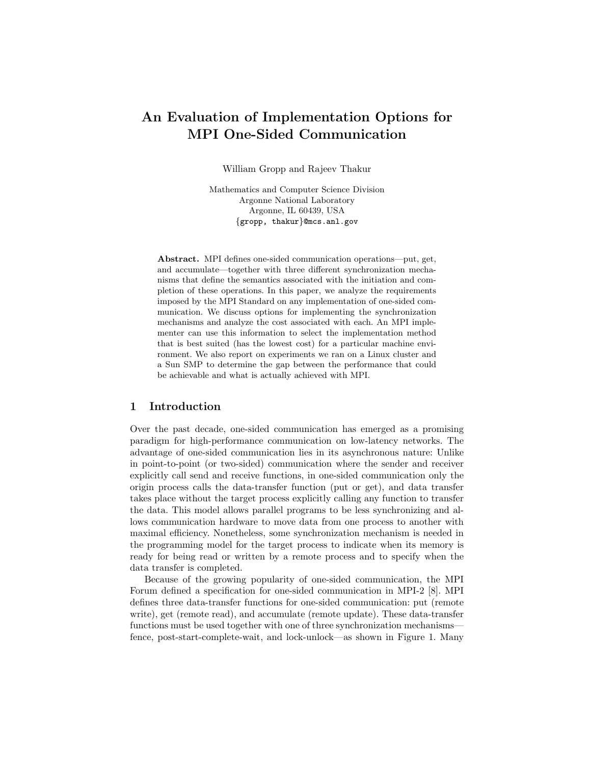# An Evaluation of Implementation Options for MPI One-Sided Communication

William Gropp and Rajeev Thakur

Mathematics and Computer Science Division
Argonne National Laboratory
Argonne, IL 60439, USA
{gropp, thakur}@mcs.anl.gov

**Abstract.** MPI defines one-sided communication operations—put, get, and accumulate—together with three different synchronization mechanisms that define the semantics associated with the initiation and completion of these operations. In this paper, we analyze the requirements imposed by the MPI Standard on any implementation of one-sided communication. We discuss options for implementing the synchronization mechanisms and analyze the cost associated with each. An MPI implementer can use this information to select the implementation method that is best suited (has the lowest cost) for a particular machine environment. We also report on experiments we ran on a Linux cluster and a Sun SMP to determine the gap between the performance that could be achievable and what is actually achieved with MPI.

## 1 Introduction

Over the past decade, one-sided communication has emerged as a promising paradigm for high-performance communication on low-latency networks. The advantage of one-sided communication lies in its asynchronous nature: Unlike in point-to-point (or two-sided) communication where the sender and receiver explicitly call send and receive functions, in one-sided communication only the origin process calls the data-transfer function (put or get), and data transfer takes place without the target process explicitly calling any function to transfer the data. This model allows parallel programs to be less synchronizing and allows communication hardware to move data from one process to another with maximal efficiency. Nonetheless, some synchronization mechanism is needed in the programming model for the target process to indicate when its memory is ready for being read or written by a remote process and to specify when the data transfer is completed.

Because of the growing popularity of one-sided communication, the MPI Forum defined a specification for one-sided communication in MPI-2 [8]. MPI defines three data-transfer functions for one-sided communication: put (remote write), get (remote read), and accumulate (remote update). These data-transfer functions must be used together with one of three synchronization mechanisms—fence, post-start-complete-wait, and lock-unlock—as shown in Figure 1. Many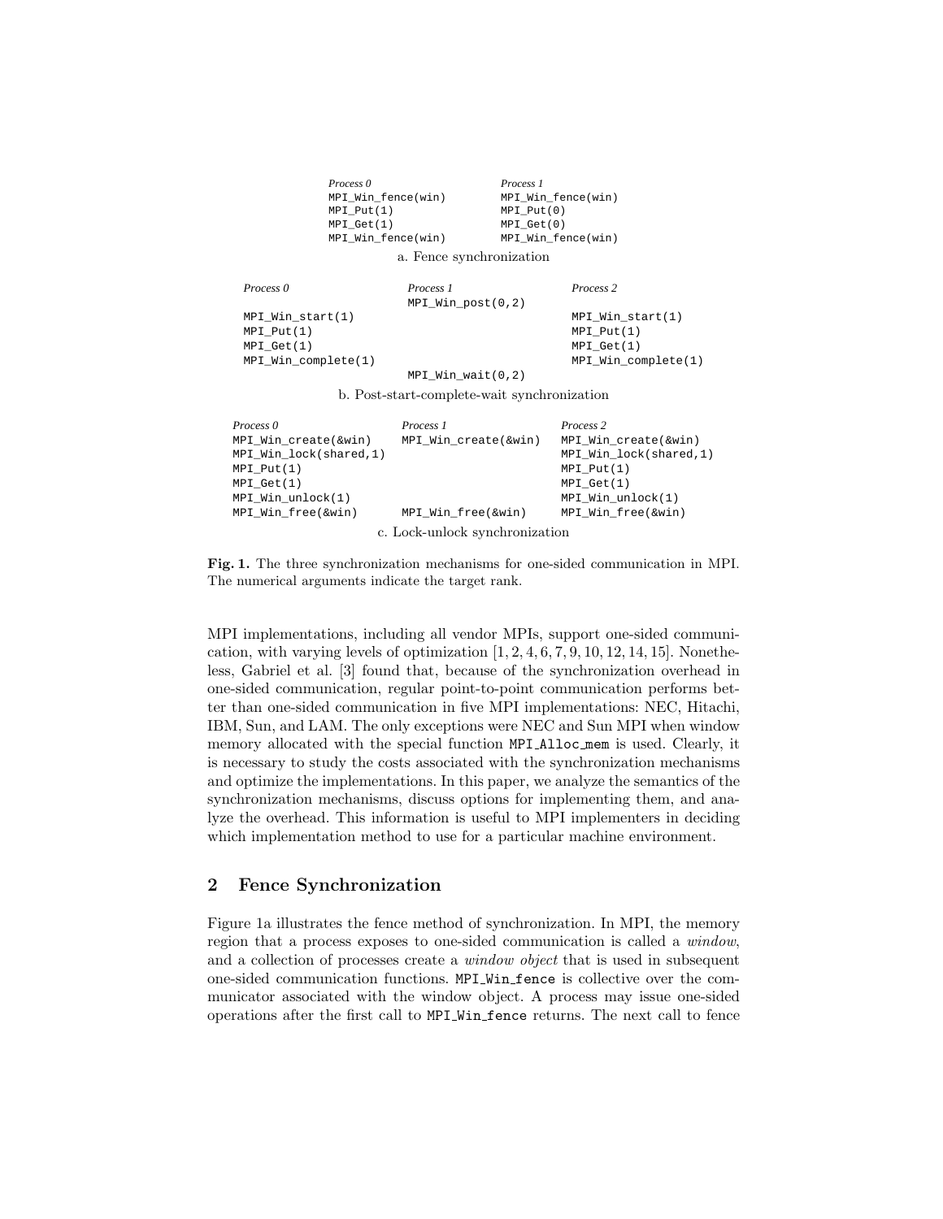```
Process 0                    Process 1
MPI_Win_fence(win)           MPI_Win_fence(win)
MPI_Put(1)                   MPI_Put(0)
MPI_Get(1)                   MPI_Get(0)
MPI_Win_fence(win)           MPI_Win_fence(win)
```

a. Fence synchronization

```
Process 0                 Process 1                 Process 2
                          MPI_Win_post(0,2)
MPI_Win_start(1)                                    MPI_Win_start(1)
MPI_Put(1)                                          MPI_Put(1)
MPI_Get(1)                                          MPI_Get(1)
MPI_Win_complete(1)                                 MPI_Win_complete(1)
                          MPI_Win_wait(0,2)
```

b. Post-start-complete-wait synchronization

```
Process 0                 Process 1                 Process 2
MPI_Win_create(&win)      MPI_Win_create(&win)      MPI_Win_create(&win)
MPI_Win_lock(shared,1)                              MPI_Win_lock(shared,1)
MPI_Put(1)                                          MPI_Put(1)
MPI_Get(1)                                          MPI_Get(1)
MPI_Win_unlock(1)                                   MPI_Win_unlock(1)
MPI_Win_free(&win)        MPI_Win_free(&win)        MPI_Win_free(&win)
```

c. Lock-unlock synchronization

**Fig. 1.** The three synchronization mechanisms for one-sided communication in MPI. The numerical arguments indicate the target rank.

MPI implementations, including all vendor MPIs, support one-sided communication, with varying levels of optimization [1, 2, 4, 6, 7, 9, 10, 12, 14, 15]. Nonetheless, Gabriel et al. [3] found that, because of the synchronization overhead in one-sided communication, regular point-to-point communication performs better than one-sided communication in five MPI implementations: NEC, Hitachi, IBM, Sun, and LAM. The only exceptions were NEC and Sun MPI when window memory allocated with the special function MPI_Alloc_mem is used. Clearly, it is necessary to study the costs associated with the synchronization mechanisms and optimize the implementations. In this paper, we analyze the semantics of the synchronization mechanisms, discuss options for implementing them, and analyze the overhead. This information is useful to MPI implementers in deciding which implementation method to use for a particular machine environment.

## 2 Fence Synchronization

Figure 1a illustrates the fence method of synchronization. In MPI, the memory region that a process exposes to one-sided communication is called a *window*, and a collection of processes create a *window object* that is used in subsequent one-sided communication functions. MPI_Win_fence is collective over the communicator associated with the window object. A process may issue one-sided operations after the first call to MPI_Win_fence returns. The next call to fence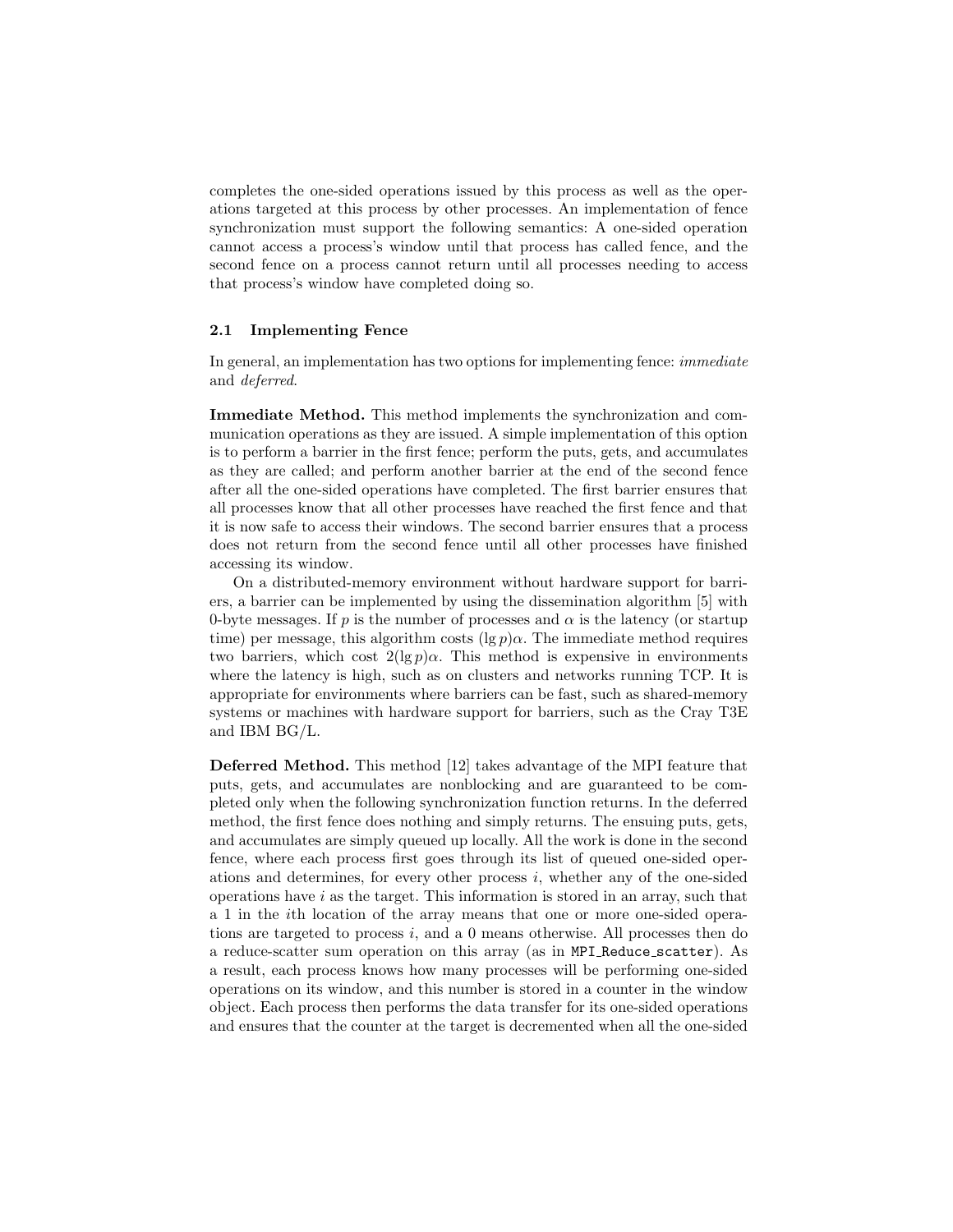completes the one-sided operations issued by this process as well as the operations targeted at this process by other processes. An implementation of fence synchronization must support the following semantics: A one-sided operation cannot access a process's window until that process has called fence, and the second fence on a process cannot return until all processes needing to access that process's window have completed doing so.

### 2.1 Implementing Fence

In general, an implementation has two options for implementing fence: *immediate* and *deferred*.

**Immediate Method.** This method implements the synchronization and communication operations as they are issued. A simple implementation of this option is to perform a barrier in the first fence; perform the puts, gets, and accumulates as they are called; and perform another barrier at the end of the second fence after all the one-sided operations have completed. The first barrier ensures that all processes know that all other processes have reached the first fence and that it is now safe to access their windows. The second barrier ensures that a process does not return from the second fence until all other processes have finished accessing its window.

On a distributed-memory environment without hardware support for barriers, a barrier can be implemented by using the dissemination algorithm [5] with 0-byte messages. If $p$ is the number of processes and $\alpha$ is the latency (or startup time) per message, this algorithm costs $(\lg p)\alpha$. The immediate method requires two barriers, which cost $2(\lg p)\alpha$. This method is expensive in environments where the latency is high, such as on clusters and networks running TCP. It is appropriate for environments where barriers can be fast, such as shared-memory systems or machines with hardware support for barriers, such as the Cray T3E and IBM BG/L.

**Deferred Method.** This method [12] takes advantage of the MPI feature that puts, gets, and accumulates are nonblocking and are guaranteed to be completed only when the following synchronization function returns. In the deferred method, the first fence does nothing and simply returns. The ensuing puts, gets, and accumulates are simply queued up locally. All the work is done in the second fence, where each process first goes through its list of queued one-sided operations and determines, for every other process $i$, whether any of the one-sided operations have $i$ as the target. This information is stored in an array, such that a 1 in the $i$th location of the array means that one or more one-sided operations are targeted to process $i$, and a 0 means otherwise. All processes then do a reduce-scatter sum operation on this array (as in `MPI_Reduce_scatter`). As a result, each process knows how many processes will be performing one-sided operations on its window, and this number is stored in a counter in the window object. Each process then performs the data transfer for its one-sided operations and ensures that the counter at the target is decremented when all the one-sided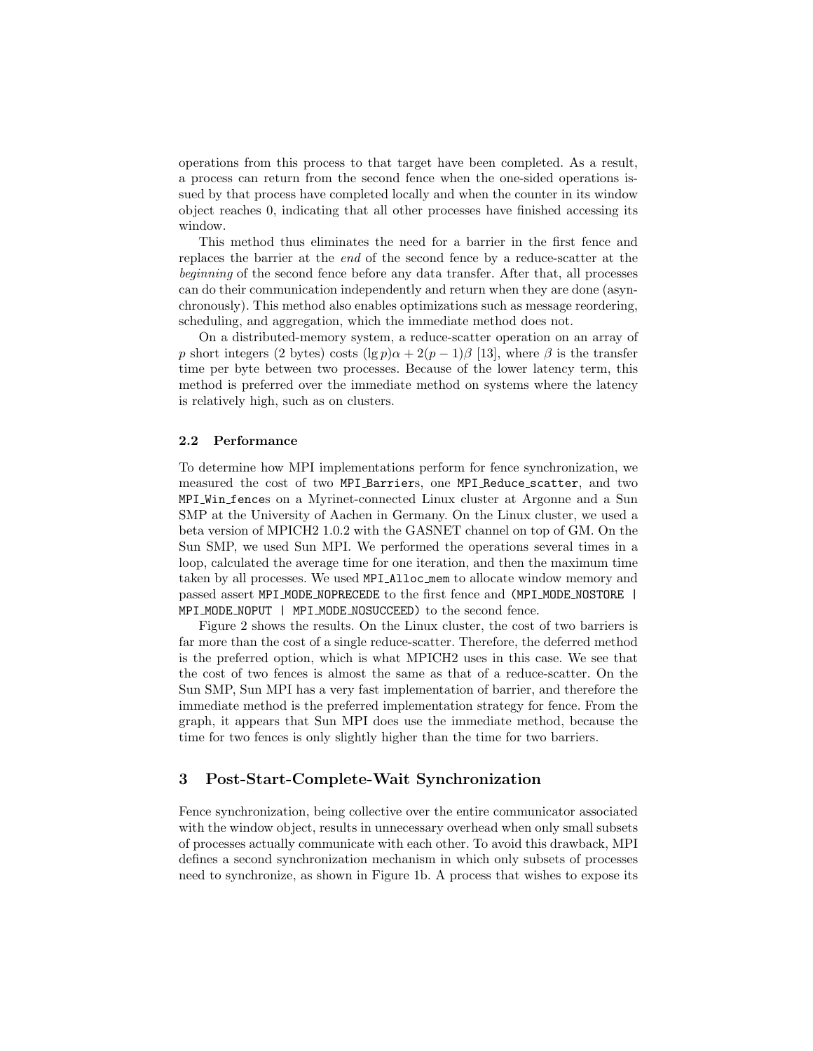operations from this process to that target have been completed. As a result, a process can return from the second fence when the one-sided operations issued by that process have completed locally and when the counter in its window object reaches 0, indicating that all other processes have finished accessing its window.

This method thus eliminates the need for a barrier in the first fence and replaces the barrier at the *end* of the second fence by a reduce-scatter at the *beginning* of the second fence before any data transfer. After that, all processes can do their communication independently and return when they are done (asynchronously). This method also enables optimizations such as message reordering, scheduling, and aggregation, which the immediate method does not.

On a distributed-memory system, a reduce-scatter operation on an array of $p$ short integers (2 bytes) costs $(\lg p)\alpha + 2(p-1)\beta$ [13], where $\beta$ is the transfer time per byte between two processes. Because of the lower latency term, this method is preferred over the immediate method on systems where the latency is relatively high, such as on clusters.

### 2.2 Performance

To determine how MPI implementations perform for fence synchronization, we measured the cost of two `MPI_Barrier`s, one `MPI_Reduce_scatter`, and two `MPI_Win_fence`s on a Myrinet-connected Linux cluster at Argonne and a Sun SMP at the University of Aachen in Germany. On the Linux cluster, we used a beta version of MPICH2 1.0.2 with the GASNET channel on top of GM. On the Sun SMP, we used Sun MPI. We performed the operations several times in a loop, calculated the average time for one iteration, and then the maximum time taken by all processes. We used `MPI_Alloc_mem` to allocate window memory and passed assert `MPI_MODE_NOPRECEDE` to the first fence and `(MPI_MODE_NOSTORE | MPI_MODE_NOPUT | MPI_MODE_NOSUCCEED)` to the second fence.

Figure 2 shows the results. On the Linux cluster, the cost of two barriers is far more than the cost of a single reduce-scatter. Therefore, the deferred method is the preferred option, which is what MPICH2 uses in this case. We see that the cost of two fences is almost the same as that of a reduce-scatter. On the Sun SMP, Sun MPI has a very fast implementation of barrier, and therefore the immediate method is the preferred implementation strategy for fence. From the graph, it appears that Sun MPI does use the immediate method, because the time for two fences is only slightly higher than the time for two barriers.

## 3 Post-Start-Complete-Wait Synchronization

Fence synchronization, being collective over the entire communicator associated with the window object, results in unnecessary overhead when only small subsets of processes actually communicate with each other. To avoid this drawback, MPI defines a second synchronization mechanism in which only subsets of processes need to synchronize, as shown in Figure 1b. A process that wishes to expose its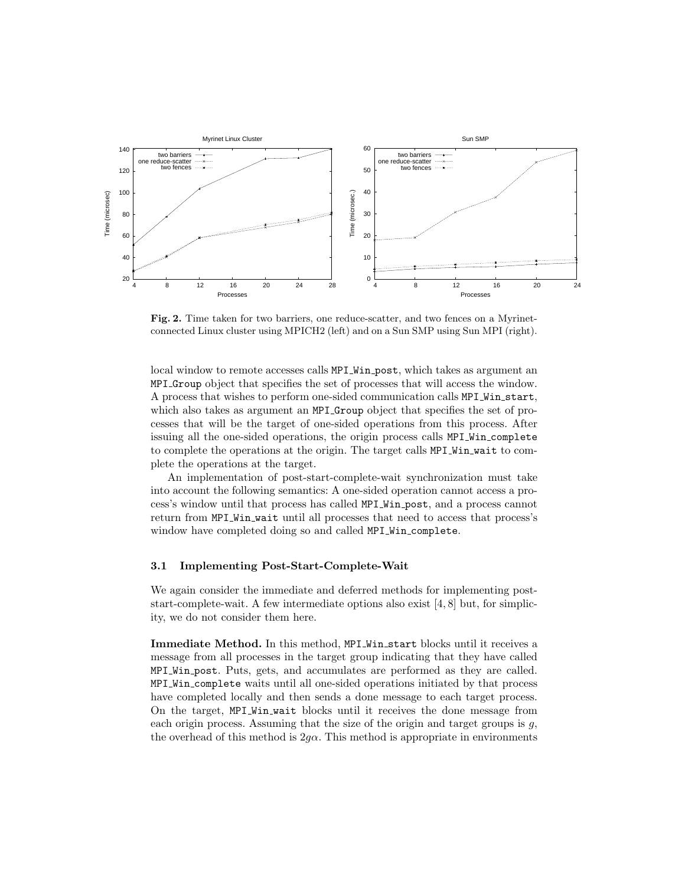**Fig. 2.** Time taken for two barriers, one reduce-scatter, and two fences on a Myrinet-connected Linux cluster using MPICH2 (left) and on a Sun SMP using Sun MPI (right).

local window to remote accesses calls `MPI_Win_post`, which takes as argument an `MPI_Group` object that specifies the set of processes that will access the window. A process that wishes to perform one-sided communication calls `MPI_Win_start`, which also takes as argument an `MPI_Group` object that specifies the set of processes that will be the target of one-sided operations from this process. After issuing all the one-sided operations, the origin process calls `MPI_Win_complete` to complete the operations at the origin. The target calls `MPI_Win_wait` to complete the operations at the target.

An implementation of post-start-complete-wait synchronization must take into account the following semantics: A one-sided operation cannot access a process's window until that process has called `MPI_Win_post`, and a process cannot return from `MPI_Win_wait` until all processes that need to access that process's window have completed doing so and called `MPI_Win_complete`.

### 3.1 Implementing Post-Start-Complete-Wait

We again consider the immediate and deferred methods for implementing post-start-complete-wait. A few intermediate options also exist [4, 8] but, for simplicity, we do not consider them here.

**Immediate Method.** In this method, `MPI_Win_start` blocks until it receives a message from all processes in the target group indicating that they have called `MPI_Win_post`. Puts, gets, and accumulates are performed as they are called. `MPI_Win_complete` waits until all one-sided operations initiated by that process have completed locally and then sends a done message to each target process. On the target, `MPI_Win_wait` blocks until it receives the done message from each origin process. Assuming that the size of the origin and target groups is $g$, the overhead of this method is $2g\alpha$. This method is appropriate in environments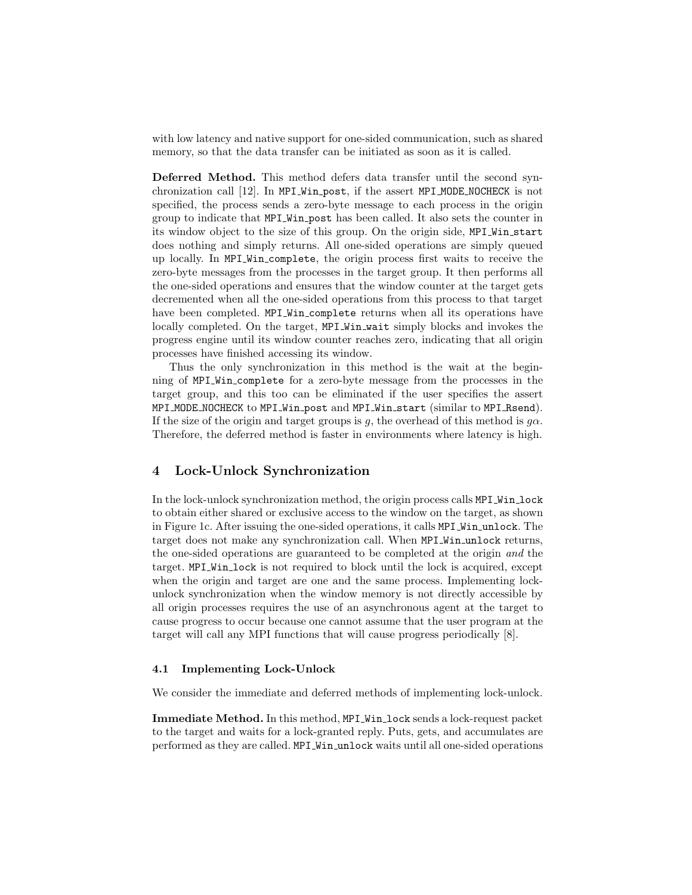with low latency and native support for one-sided communication, such as shared memory, so that the data transfer can be initiated as soon as it is called.

**Deferred Method.** This method defers data transfer until the second synchronization call [12]. In `MPI_Win_post`, if the assert `MPI_MODE_NOCHECK` is not specified, the process sends a zero-byte message to each process in the origin group to indicate that `MPI_Win_post` has been called. It also sets the counter in its window object to the size of this group. On the origin side, `MPI_Win_start` does nothing and simply returns. All one-sided operations are simply queued up locally. In `MPI_Win_complete`, the origin process first waits to receive the zero-byte messages from the processes in the target group. It then performs all the one-sided operations and ensures that the window counter at the target gets decremented when all the one-sided operations from this process to that target have been completed. `MPI_Win_complete` returns when all its operations have locally completed. On the target, `MPI_Win_wait` simply blocks and invokes the progress engine until its window counter reaches zero, indicating that all origin processes have finished accessing its window.

Thus the only synchronization in this method is the wait at the beginning of `MPI_Win_complete` for a zero-byte message from the processes in the target group, and this too can be eliminated if the user specifies the assert `MPI_MODE_NOCHECK` to `MPI_Win_post` and `MPI_Win_start` (similar to `MPI_Rsend`). If the size of the origin and target groups is $g$, the overhead of this method is $g\alpha$. Therefore, the deferred method is faster in environments where latency is high.

## 4 Lock-Unlock Synchronization

In the lock-unlock synchronization method, the origin process calls `MPI_Win_lock` to obtain either shared or exclusive access to the window on the target, as shown in Figure 1c. After issuing the one-sided operations, it calls `MPI_Win_unlock`. The target does not make any synchronization call. When `MPI_Win_unlock` returns, the one-sided operations are guaranteed to be completed at the origin *and* the target. `MPI_Win_lock` is not required to block until the lock is acquired, except when the origin and target are one and the same process. Implementing lock-unlock synchronization when the window memory is not directly accessible by all origin processes requires the use of an asynchronous agent at the target to cause progress to occur because one cannot assume that the user program at the target will call any MPI functions that will cause progress periodically [8].

### 4.1 Implementing Lock-Unlock

We consider the immediate and deferred methods of implementing lock-unlock.

**Immediate Method.** In this method, `MPI_Win_lock` sends a lock-request packet to the target and waits for a lock-granted reply. Puts, gets, and accumulates are performed as they are called. `MPI_Win_unlock` waits until all one-sided operations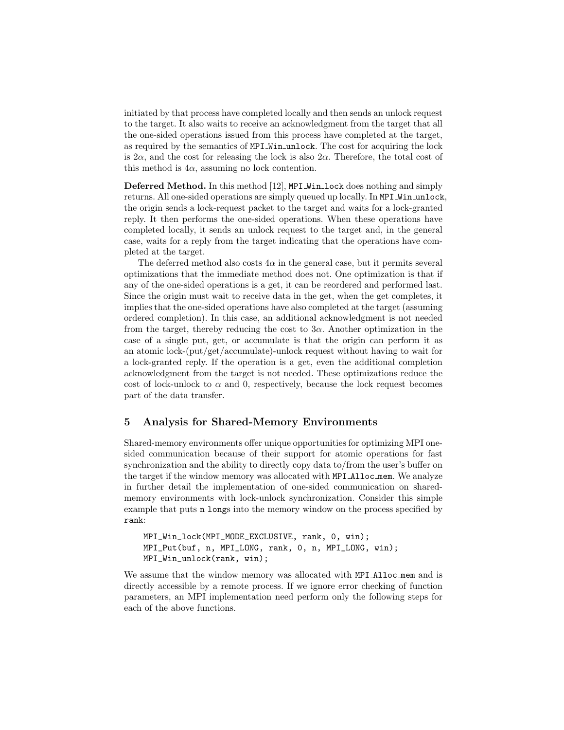initiated by that process have completed locally and then sends an unlock request to the target. It also waits to receive an acknowledgment from the target that all the one-sided operations issued from this process have completed at the target, as required by the semantics of MPI_Win_unlock. The cost for acquiring the lock is $2\alpha$, and the cost for releasing the lock is also $2\alpha$. Therefore, the total cost of this method is $4\alpha$, assuming no lock contention.

**Deferred Method.** In this method [12], MPI_Win_lock does nothing and simply returns. All one-sided operations are simply queued up locally. In MPI_Win_unlock, the origin sends a lock-request packet to the target and waits for a lock-granted reply. It then performs the one-sided operations. When these operations have completed locally, it sends an unlock request to the target and, in the general case, waits for a reply from the target indicating that the operations have completed at the target.

The deferred method also costs $4\alpha$ in the general case, but it permits several optimizations that the immediate method does not. One optimization is that if any of the one-sided operations is a get, it can be reordered and performed last. Since the origin must wait to receive data in the get, when the get completes, it implies that the one-sided operations have also completed at the target (assuming ordered completion). In this case, an additional acknowledgment is not needed from the target, thereby reducing the cost to $3\alpha$. Another optimization in the case of a single put, get, or accumulate is that the origin can perform it as an atomic lock-(put/get/accumulate)-unlock request without having to wait for a lock-granted reply. If the operation is a get, even the additional completion acknowledgment from the target is not needed. These optimizations reduce the cost of lock-unlock to $\alpha$ and 0, respectively, because the lock request becomes part of the data transfer.

## 5 Analysis for Shared-Memory Environments

Shared-memory environments offer unique opportunities for optimizing MPI one-sided communication because of their support for atomic operations for fast synchronization and the ability to directly copy data to/from the user's buffer on the target if the window memory was allocated with MPI_Alloc_mem. We analyze in further detail the implementation of one-sided communication on shared-memory environments with lock-unlock synchronization. Consider this simple example that puts n longs into the memory window on the process specified by rank:

```
MPI_Win_lock(MPI_MODE_EXCLUSIVE, rank, 0, win);
MPI_Put(buf, n, MPI_LONG, rank, 0, n, MPI_LONG, win);
MPI_Win_unlock(rank, win);
```

We assume that the window memory was allocated with MPI_Alloc_mem and is directly accessible by a remote process. If we ignore error checking of function parameters, an MPI implementation need perform only the following steps for each of the above functions.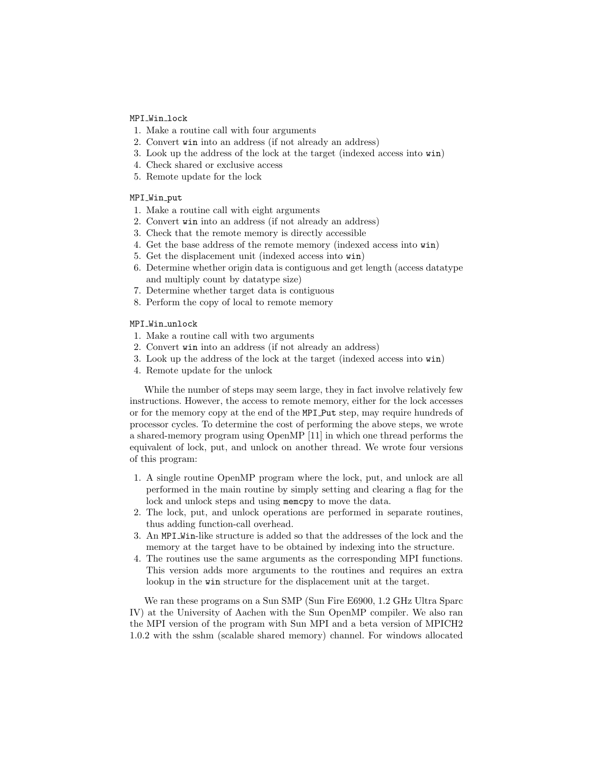`MPI_Win_lock`

1. Make a routine call with four arguments
2. Convert `win` into an address (if not already an address)
3. Look up the address of the lock at the target (indexed access into `win`)
4. Check shared or exclusive access
5. Remote update for the lock

`MPI_Win_put`

1. Make a routine call with eight arguments
2. Convert `win` into an address (if not already an address)
3. Check that the remote memory is directly accessible
4. Get the base address of the remote memory (indexed access into `win`)
5. Get the displacement unit (indexed access into `win`)
6. Determine whether origin data is contiguous and get length (access datatype and multiply count by datatype size)
7. Determine whether target data is contiguous
8. Perform the copy of local to remote memory

`MPI_Win_unlock`

1. Make a routine call with two arguments
2. Convert `win` into an address (if not already an address)
3. Look up the address of the lock at the target (indexed access into `win`)
4. Remote update for the unlock

While the number of steps may seem large, they in fact involve relatively few instructions. However, the access to remote memory, either for the lock accesses or for the memory copy at the end of the `MPI_Put` step, may require hundreds of processor cycles. To determine the cost of performing the above steps, we wrote a shared-memory program using OpenMP [11] in which one thread performs the equivalent of lock, put, and unlock on another thread. We wrote four versions of this program:

1. A single routine OpenMP program where the lock, put, and unlock are all performed in the main routine by simply setting and clearing a flag for the lock and unlock steps and using `memcpy` to move the data.
2. The lock, put, and unlock operations are performed in separate routines, thus adding function-call overhead.
3. An `MPI_Win`-like structure is added so that the addresses of the lock and the memory at the target have to be obtained by indexing into the structure.
4. The routines use the same arguments as the corresponding MPI functions. This version adds more arguments to the routines and requires an extra lookup in the `win` structure for the displacement unit at the target.

We ran these programs on a Sun SMP (Sun Fire E6900, 1.2 GHz Ultra Sparc IV) at the University of Aachen with the Sun OpenMP compiler. We also ran the MPI version of the program with Sun MPI and a beta version of MPICH2 1.0.2 with the sshm (scalable shared memory) channel. For windows allocated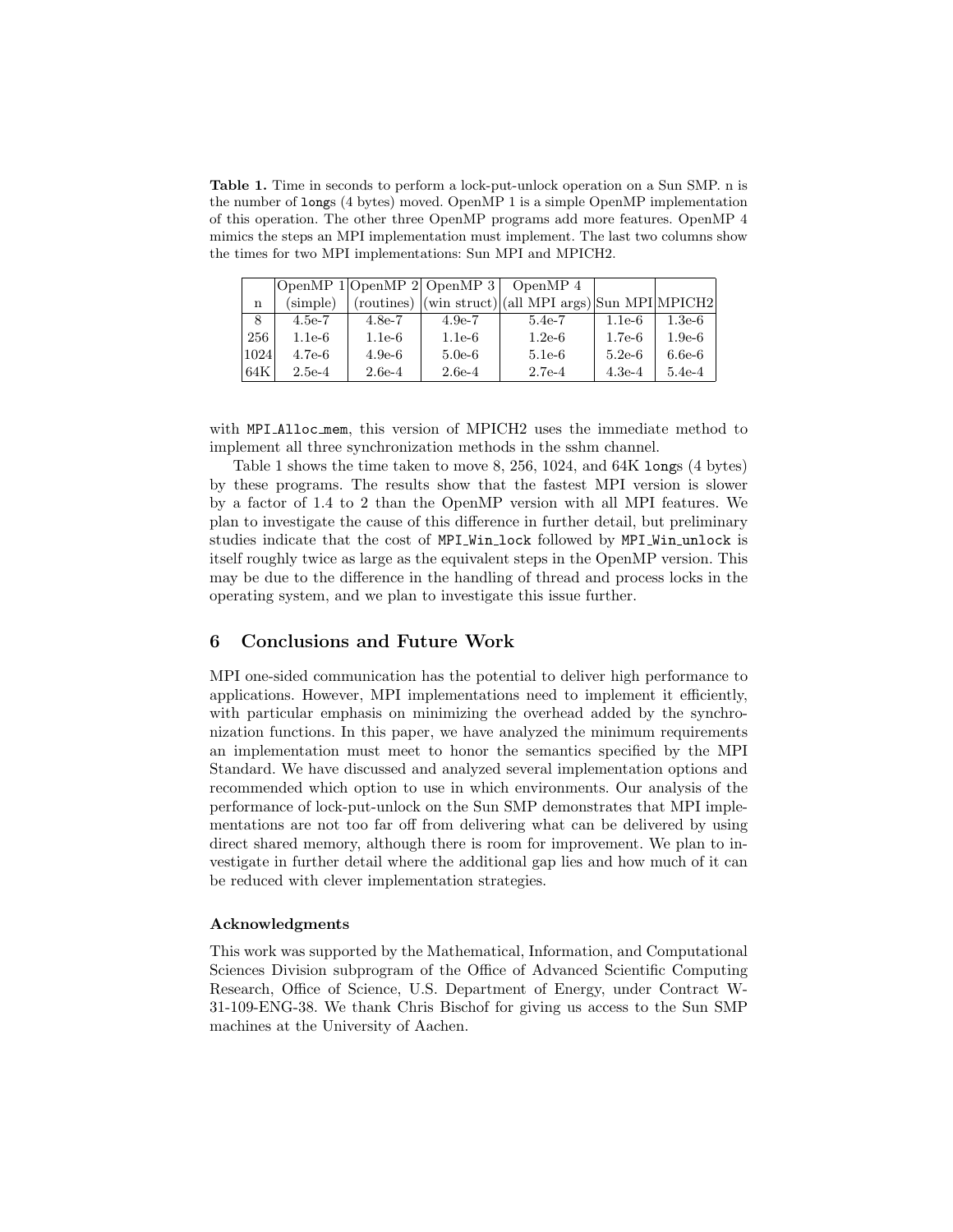**Table 1.** Time in seconds to perform a lock-put-unlock operation on a Sun SMP. n is the number of `long`s (4 bytes) moved. OpenMP 1 is a simple OpenMP implementation of this operation. The other three OpenMP programs add more features. OpenMP 4 mimics the steps an MPI implementation must implement. The last two columns show the times for two MPI implementations: Sun MPI and MPICH2.

| n | OpenMP 1 (simple) | OpenMP 2 (routines) | OpenMP 3 (win struct) | OpenMP 4 (all MPI args) | Sun MPI | MPICH2 |
|---|---|---|---|---|---|---|
| 8 | 4.5e-7 | 4.8e-7 | 4.9e-7 | 5.4e-7 | 1.1e-6 | 1.3e-6 |
| 256 | 1.1e-6 | 1.1e-6 | 1.1e-6 | 1.2e-6 | 1.7e-6 | 1.9e-6 |
| 1024 | 4.7e-6 | 4.9e-6 | 5.0e-6 | 5.1e-6 | 5.2e-6 | 6.6e-6 |
| 64K | 2.5e-4 | 2.6e-4 | 2.6e-4 | 2.7e-4 | 4.3e-4 | 5.4e-4 |

with `MPI_Alloc_mem`, this version of MPICH2 uses the immediate method to implement all three synchronization methods in the sshm channel.

Table 1 shows the time taken to move 8, 256, 1024, and 64K `long`s (4 bytes) by these programs. The results show that the fastest MPI version is slower by a factor of 1.4 to 2 than the OpenMP version with all MPI features. We plan to investigate the cause of this difference in further detail, but preliminary studies indicate that the cost of `MPI_Win_lock` followed by `MPI_Win_unlock` is itself roughly twice as large as the equivalent steps in the OpenMP version. This may be due to the difference in the handling of thread and process locks in the operating system, and we plan to investigate this issue further.

## 6 Conclusions and Future Work

MPI one-sided communication has the potential to deliver high performance to applications. However, MPI implementations need to implement it efficiently, with particular emphasis on minimizing the overhead added by the synchronization functions. In this paper, we have analyzed the minimum requirements an implementation must meet to honor the semantics specified by the MPI Standard. We have discussed and analyzed several implementation options and recommended which option to use in which environments. Our analysis of the performance of lock-put-unlock on the Sun SMP demonstrates that MPI implementations are not too far off from delivering what can be delivered by using direct shared memory, although there is room for improvement. We plan to investigate in further detail where the additional gap lies and how much of it can be reduced with clever implementation strategies.

### Acknowledgments

This work was supported by the Mathematical, Information, and Computational Sciences Division subprogram of the Office of Advanced Scientific Computing Research, Office of Science, U.S. Department of Energy, under Contract W-31-109-ENG-38. We thank Chris Bischof for giving us access to the Sun SMP machines at the University of Aachen.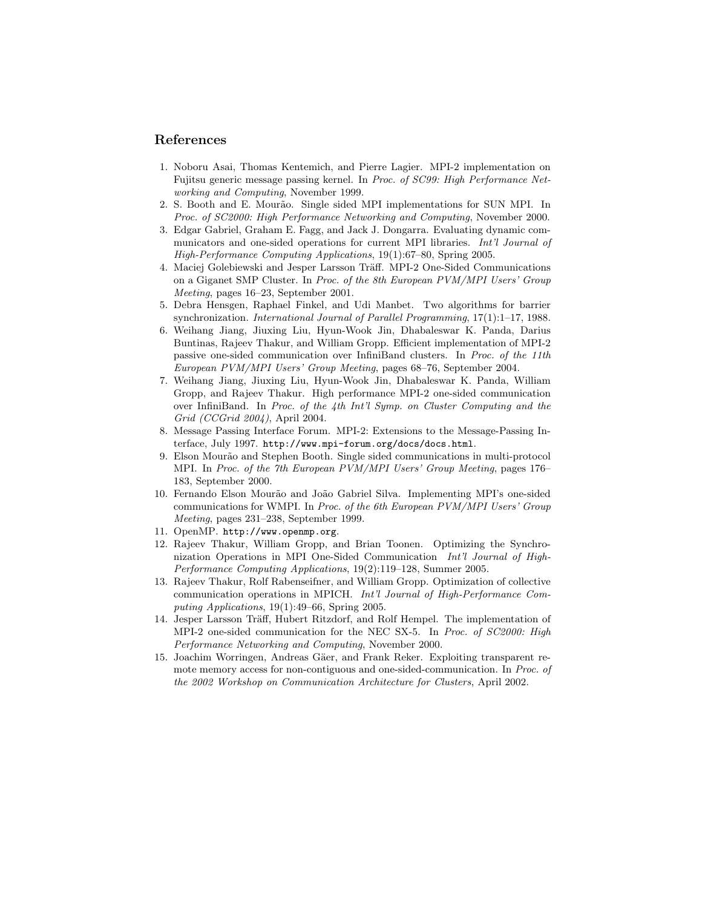## References

1. Noboru Asai, Thomas Kentemich, and Pierre Lagier. MPI-2 implementation on Fujitsu generic message passing kernel. In *Proc. of SC99: High Performance Networking and Computing*, November 1999.
2. S. Booth and E. Mourão. Single sided MPI implementations for SUN MPI. In *Proc. of SC2000: High Performance Networking and Computing*, November 2000.
3. Edgar Gabriel, Graham E. Fagg, and Jack J. Dongarra. Evaluating dynamic communicators and one-sided operations for current MPI libraries. *Int'l Journal of High-Performance Computing Applications*, 19(1):67–80, Spring 2005.
4. Maciej Golebiewski and Jesper Larsson Träff. MPI-2 One-Sided Communications on a Giganet SMP Cluster. In *Proc. of the 8th European PVM/MPI Users' Group Meeting*, pages 16–23, September 2001.
5. Debra Hensgen, Raphael Finkel, and Udi Manbet. Two algorithms for barrier synchronization. *International Journal of Parallel Programming*, 17(1):1–17, 1988.
6. Weihang Jiang, Jiuxing Liu, Hyun-Wook Jin, Dhabaleswar K. Panda, Darius Buntinas, Rajeev Thakur, and William Gropp. Efficient implementation of MPI-2 passive one-sided communication over InfiniBand clusters. In *Proc. of the 11th European PVM/MPI Users' Group Meeting*, pages 68–76, September 2004.
7. Weihang Jiang, Jiuxing Liu, Hyun-Wook Jin, Dhabaleswar K. Panda, William Gropp, and Rajeev Thakur. High performance MPI-2 one-sided communication over InfiniBand. In *Proc. of the 4th Int'l Symp. on Cluster Computing and the Grid (CCGrid 2004)*, April 2004.
8. Message Passing Interface Forum. MPI-2: Extensions to the Message-Passing Interface, July 1997. `http://www.mpi-forum.org/docs/docs.html`.
9. Elson Mourão and Stephen Booth. Single sided communications in multi-protocol MPI. In *Proc. of the 7th European PVM/MPI Users' Group Meeting*, pages 176–183, September 2000.
10. Fernando Elson Mourão and João Gabriel Silva. Implementing MPI's one-sided communications for WMPI. In *Proc. of the 6th European PVM/MPI Users' Group Meeting*, pages 231–238, September 1999.
11. OpenMP. `http://www.openmp.org`.
12. Rajeev Thakur, William Gropp, and Brian Toonen. Optimizing the Synchronization Operations in MPI One-Sided Communication *Int'l Journal of High-Performance Computing Applications*, 19(2):119–128, Summer 2005.
13. Rajeev Thakur, Rolf Rabenseifner, and William Gropp. Optimization of collective communication operations in MPICH. *Int'l Journal of High-Performance Computing Applications*, 19(1):49–66, Spring 2005.
14. Jesper Larsson Träff, Hubert Ritzdorf, and Rolf Hempel. The implementation of MPI-2 one-sided communication for the NEC SX-5. In *Proc. of SC2000: High Performance Networking and Computing*, November 2000.
15. Joachim Worringen, Andreas Gäer, and Frank Reker. Exploiting transparent remote memory access for non-contiguous and one-sided-communication. In *Proc. of the 2002 Workshop on Communication Architecture for Clusters*, April 2002.